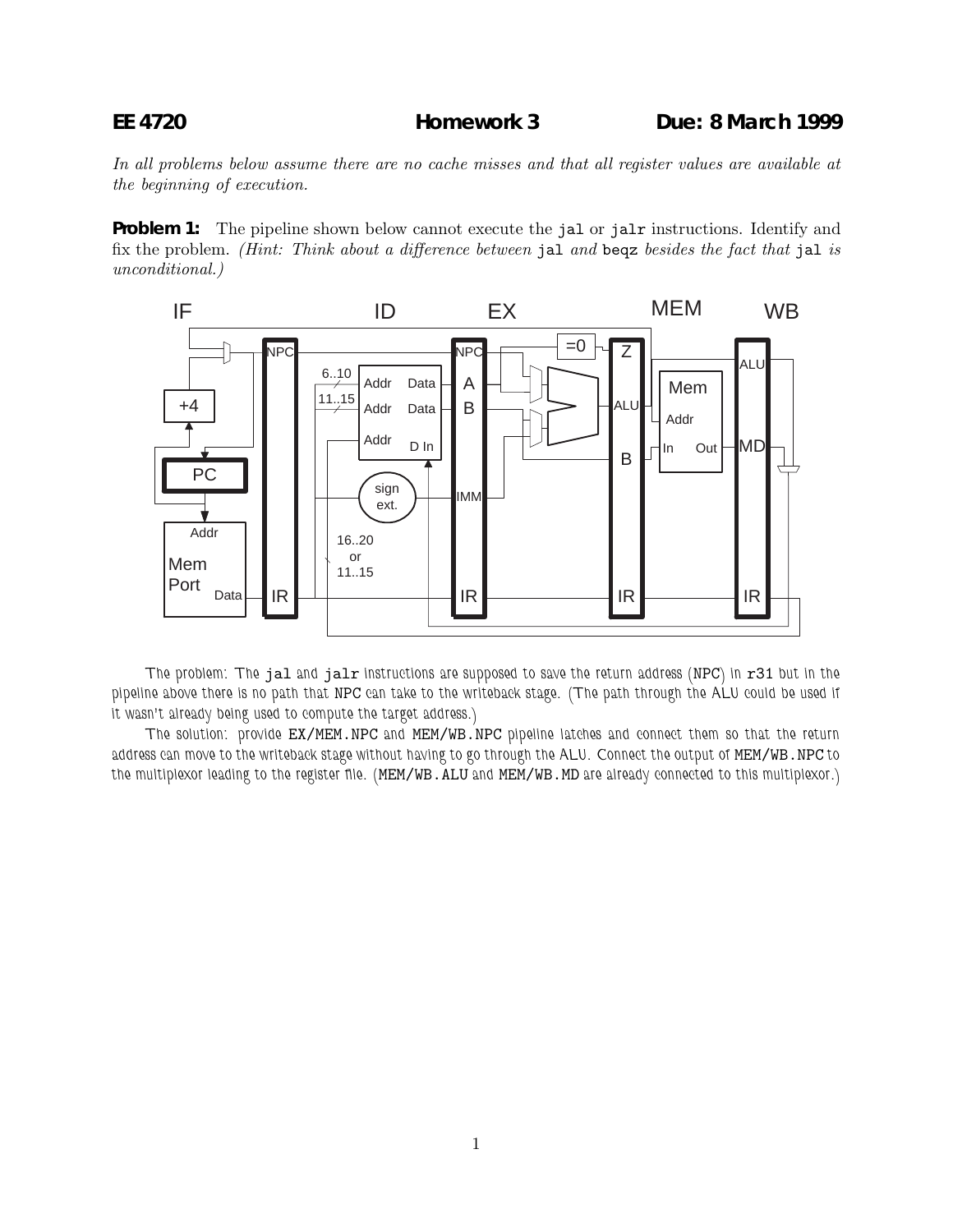**EE 4720** **Homework 3** **Due: 8 March 1999**

*In all problems below assume there are no cache misses and that all register values are available at the beginning of execution.*

**Problem 1:** The pipeline shown below cannot execute the `jal` or `jalr` instructions. Identify and fix the problem. *(Hint: Think about a difference between* `jal` *and* `beqz` *besides the fact that* `jal` *is unconditional.)*

The problem: The `jal` and `jalr` instructions are supposed to save the return address (NPC) in `r31` but in the pipeline above there is no path that NPC can take to the writeback stage. (The path through the ALU could be used if it wasn't already being used to compute the target address.)

The solution: provide `EX/MEM.NPC` and `MEM/WB.NPC` pipeline latches and connect them so that the return address can move to the writeback stage without having to go through the ALU. Connect the output of `MEM/WB.NPC` to the multiplexor leading to the register file. (`MEM/WB.ALU` and `MEM/WB.MD` are already connected to this multiplexor.)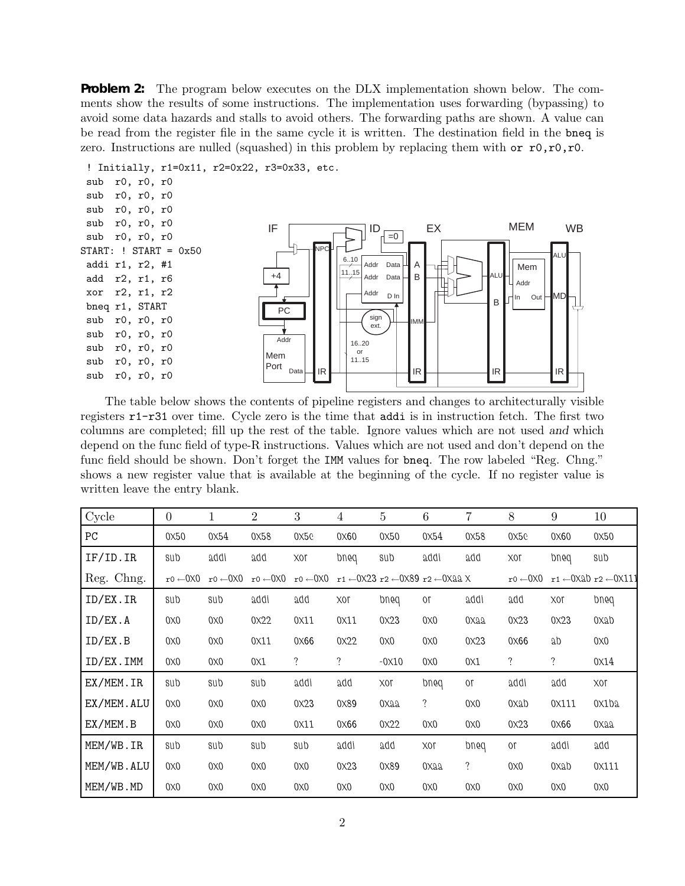**Problem 2:** The program below executes on the DLX implementation shown below. The comments show the results of some instructions. The implementation uses forwarding (bypassing) to avoid some data hazards and stalls to avoid others. The forwarding paths are shown. A value can be read from the register file in the same cycle it is written. The destination field in the `bneq` is zero. Instructions are nulled (squashed) in this problem by replacing them with `or r0,r0,r0`.

```
 ! Initially, r1=0x11, r2=0x22, r3=0x33, etc.
 sub  r0, r0, r0
 sub  r0, r0, r0
 sub  r0, r0, r0
 sub  r0, r0, r0
 sub  r0, r0, r0
START: ! START = 0x50
 addi r1, r2, #1
 add  r2, r1, r6
 xor  r2, r1, r2
 bneq r1, START
 sub  r0, r0, r0
 sub  r0, r0, r0
 sub  r0, r0, r0
 sub  r0, r0, r0
 sub  r0, r0, r0
```

The table below shows the contents of pipeline registers and changes to architecturally visible registers `r1`-`r31` over time. Cycle zero is the time that `addi` is in instruction fetch. The first two columns are completed; fill up the rest of the table. Ignore values which are not used *and* which depend on the func field of type-R instructions. Values which are not used and don't depend on the func field should be shown. Don't forget the `IMM` values for `bneq`. The row labeled "Reg. Chng." shows a new register value that is available at the beginning of the cycle. If no register value is written leave the entry blank.

| Cycle | 0 | 1 | 2 | 3 | 4 | 5 | 6 | 7 | 8 | 9 | 10 |
|---|---|---|---|---|---|---|---|---|---|---|---|
| PC | 0x50 | 0x54 | 0x58 | 0x5c | 0x60 | 0x50 | 0x54 | 0x58 | 0x5c | 0x60 | 0x50 |
| IF/ID.IR | sub | addi | add | xor | bneq | sub | addi | add | xor | bneq | sub |
| Reg. Chng. | r0 ←0x0 | r0 ←0x0 | r0 ←0x0 | r0 ←0x0 | r1 ←0x23 | r2 ←0x89 | r2 ←0xaa | X | r0 ←0x0 | r1 ←0xab | r2 ←0x111 |
| ID/EX.IR | sub | sub | addi | add | xor | bneq | or | addi | add | xor | bneq |
| ID/EX.A | 0x0 | 0x0 | 0x22 | 0x11 | 0x11 | 0x23 | 0x0 | 0xaa | 0x23 | 0x23 | 0xab |
| ID/EX.B | 0x0 | 0x0 | 0x11 | 0x66 | 0x22 | 0x0 | 0x0 | 0x23 | 0x66 | ab | 0x0 |
| ID/EX.IMM | 0x0 | 0x0 | 0x1 | ? | ? | -0x10 | 0x0 | 0x1 | ? | ? | 0x14 |
| EX/MEM.IR | sub | sub | sub | addi | add | xor | bneq | or | addi | add | xor |
| EX/MEM.ALU | 0x0 | 0x0 | 0x0 | 0x23 | 0x89 | 0xaa | ? | 0x0 | 0xab | 0x111 | 0x1ba |
| EX/MEM.B | 0x0 | 0x0 | 0x0 | 0x11 | 0x66 | 0x22 | 0x0 | 0x0 | 0x23 | 0x66 | 0xaa |
| MEM/WB.IR | sub | sub | sub | sub | addi | add | xor | bneq | or | addi | add |
| MEM/WB.ALU | 0x0 | 0x0 | 0x0 | 0x0 | 0x23 | 0x89 | 0xaa | ? | 0x0 | 0xab | 0x111 |
| MEM/WB.MD | 0x0 | 0x0 | 0x0 | 0x0 | 0x0 | 0x0 | 0x0 | 0x0 | 0x0 | 0x0 | 0x0 |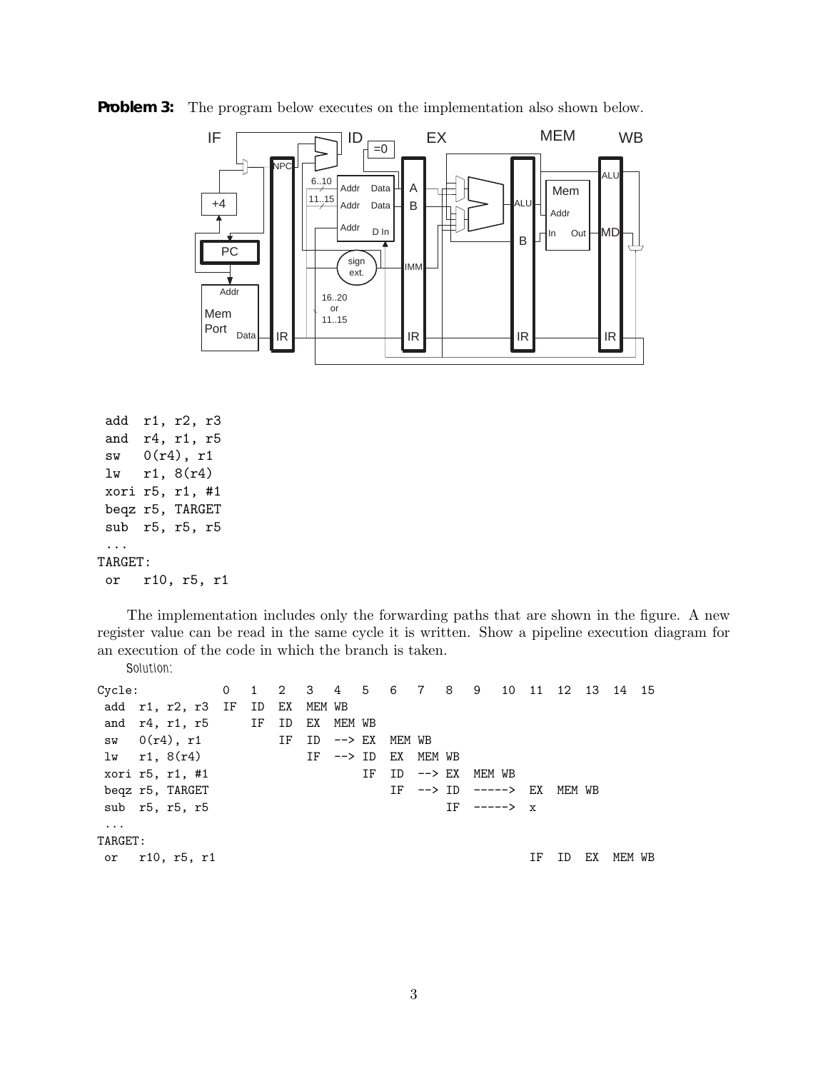**Problem 3:** The program below executes on the implementation also shown below.

```
 add  r1, r2, r3
 and  r4, r1, r5
 sw   0(r4), r1
 lw   r1, 8(r4)
 xori r5, r1, #1
 beqz r5, TARGET
 sub  r5, r5, r5
 ...
TARGET:
 or   r10, r5, r1
```

The implementation includes only the forwarding paths that are shown in the figure. A new register value can be read in the same cycle it is written. Show a pipeline execution diagram for an execution of the code in which the branch is taken.

Solution:

```
Cycle:            0   1   2   3   4   5   6   7   8   9   10  11  12  13  14  15
 add  r1, r2, r3  IF  ID  EX  MEM WB
 and  r4, r1, r5      IF  ID  EX  MEM WB
 sw   0(r4), r1           IF  ID  --> EX  MEM WB
 lw   r1, 8(r4)               IF  --> ID  EX  MEM WB
 xori r5, r1, #1                      IF  ID  --> EX  MEM WB
 beqz r5, TARGET                          IF  --> ID  -----> EX  MEM WB
 sub  r5, r5, r5                                  IF  -----> x
 ...
TARGET:
 or   r10, r5, r1                                            IF  ID  EX  MEM WB
```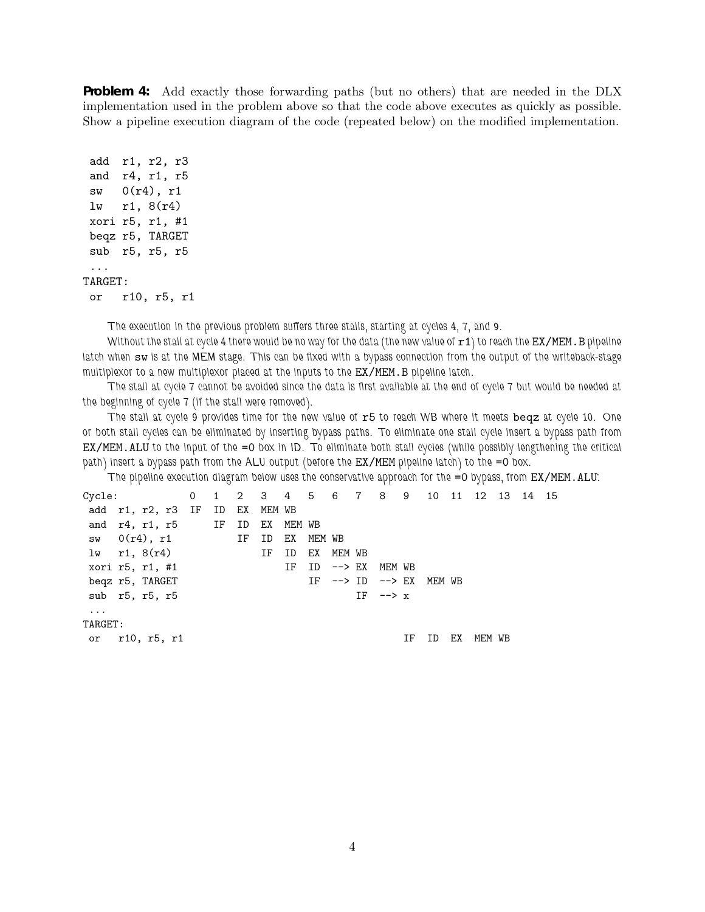**Problem 4:** Add exactly those forwarding paths (but no others) that are needed in the DLX implementation used in the problem above so that the code above executes as quickly as possible. Show a pipeline execution diagram of the code (repeated below) on the modified implementation.

```
 add  r1, r2, r3
 and  r4, r1, r5
 sw   0(r4), r1
 lw   r1, 8(r4)
 xori r5, r1, #1
 beqz r5, TARGET
 sub  r5, r5, r5
 ...
TARGET:
 or   r10, r5, r1
```

The execution in the previous problem suffers three stalls, starting at cycles 4, 7, and 9.

Without the stall at cycle 4 there would be no way for the data (the new value of `r1`) to reach the `EX/MEM.B` pipeline latch when `sw` is at the MEM stage. This can be fixed with a bypass connection from the output of the writeback-stage multiplexor to a new multiplexor placed at the inputs to the `EX/MEM.B` pipeline latch.

The stall at cycle 7 cannot be avoided since the data is first available at the end of cycle 7 but would be needed at the beginning of cycle 7 (if the stall were removed).

The stall at cycle 9 provides time for the new value of `r5` to reach WB where it meets `beqz` at cycle 10. One or both stall cycles can be eliminated by inserting bypass paths. To eliminate one stall cycle insert a bypass path from `EX/MEM.ALU` to the input of the =0 box in ID. To eliminate both stall cycles (while possibly lengthening the critical path) insert a bypass path from the ALU output (before the `EX/MEM` pipeline latch) to the =0 box.

The pipeline execution diagram below uses the conservative approach for the =0 bypass, from `EX/MEM.ALU`:

```
Cycle:            0   1   2   3   4   5   6   7   8   9   10  11  12  13  14  15
 add  r1, r2, r3  IF  ID  EX  MEM WB
 and  r4, r1, r5      IF  ID  EX  MEM WB
 sw   0(r4), r1           IF  ID  EX  MEM WB
 lw   r1, 8(r4)               IF  ID  EX  MEM WB
 xori r5, r1, #1                  IF  ID  --> EX  MEM WB
 beqz r5, TARGET                      IF  --> ID  --> EX  MEM WB
 sub  r5, r5, r5                              IF  --> x
 ...
TARGET:
 or   r10, r5, r1                                     IF  ID  EX  MEM WB
```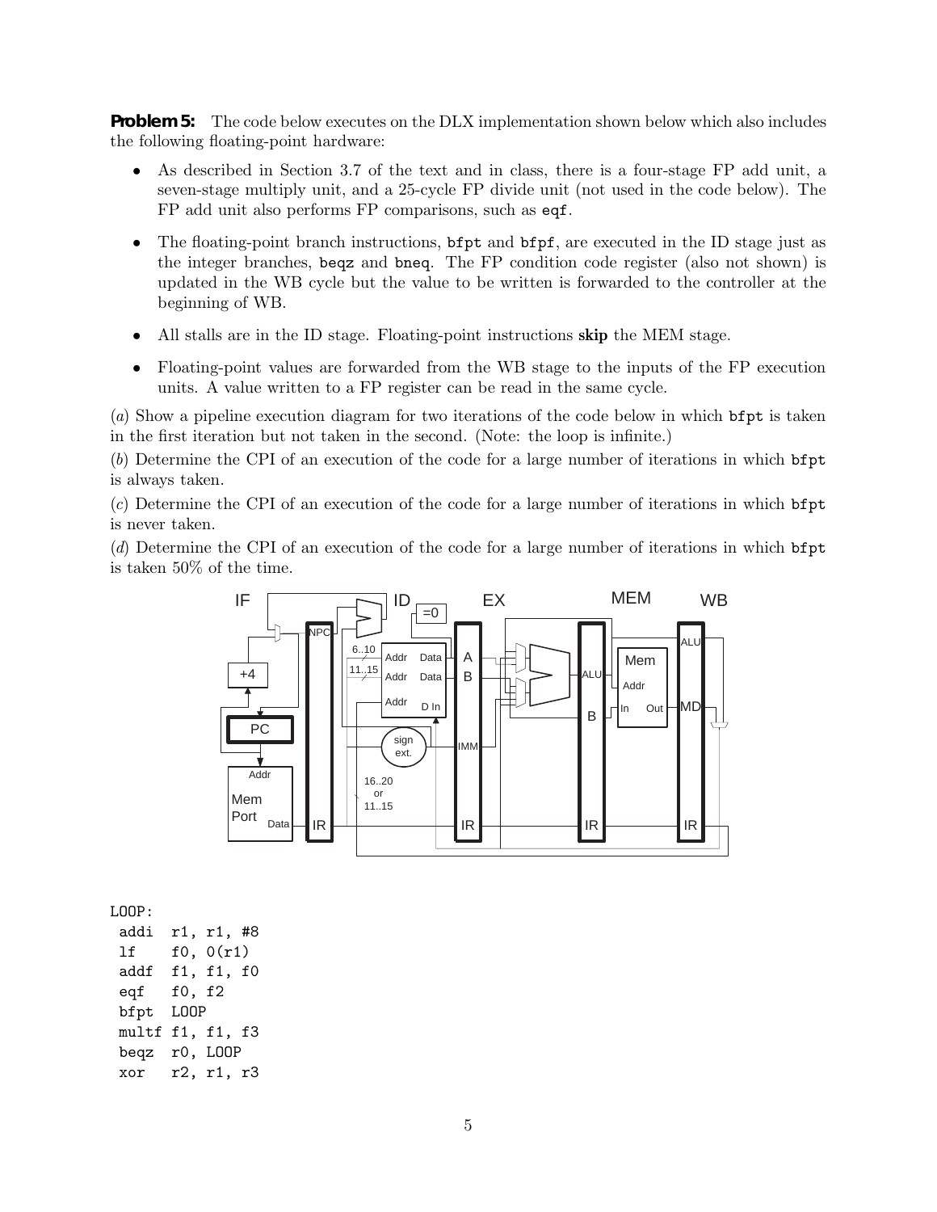**Problem 5:** The code below executes on the DLX implementation shown below which also includes the following floating-point hardware:

- As described in Section 3.7 of the text and in class, there is a four-stage FP add unit, a seven-stage multiply unit, and a 25-cycle FP divide unit (not used in the code below). The FP add unit also performs FP comparisons, such as `eqf`.
- The floating-point branch instructions, `bfpt` and `bfpf`, are executed in the ID stage just as the integer branches, `beqz` and `bneq`. The FP condition code register (also not shown) is updated in the WB cycle but the value to be written is forwarded to the controller at the beginning of WB.
- All stalls are in the ID stage. Floating-point instructions **skip** the MEM stage.
- Floating-point values are forwarded from the WB stage to the inputs of the FP execution units. A value written to a FP register can be read in the same cycle.

(*a*) Show a pipeline execution diagram for two iterations of the code below in which `bfpt` is taken in the first iteration but not taken in the second. (Note: the loop is infinite.)

(*b*) Determine the CPI of an execution of the code for a large number of iterations in which `bfpt` is always taken.

(*c*) Determine the CPI of an execution of the code for a large number of iterations in which `bfpt` is never taken.

(*d*) Determine the CPI of an execution of the code for a large number of iterations in which `bfpt` is taken 50% of the time.

```
LOOP:
 addi  r1, r1, #8
 lf    f0, 0(r1)
 addf  f1, f1, f0
 eqf   f0, f2
 bfpt  LOOP
 multf f1, f1, f3
 beqz  r0, LOOP
 xor   r2, r1, r3
```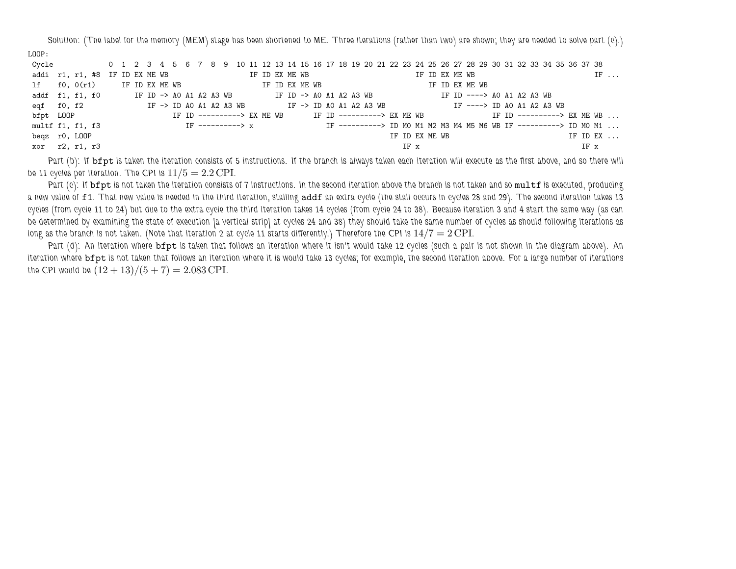Solution: (The label for the memory (MEM) stage has been shortened to ME. Three iterations (rather than two) are shown; they are needed to solve part (c).)

```
LOOP:
 Cycle             0  1  2  3  4  5  6  7  8  9  10 11 12 13 14 15 16 17 18 19 20 21 22 23 24 25 26 27 28 29 30 31 32 33 34 35 36 37 38
 addi  r1, r1, #8  IF ID EX ME WB                 IF ID EX ME WB                         IF ID EX ME WB                            IF ...
 lf    f0, 0(r1)      IF ID EX ME WB                 IF ID EX ME WB                         IF ID EX ME WB
 addf  f1, f1, f0        IF ID -> A0 A1 A2 A3 WB          IF ID -> A0 A1 A2 A3 WB               IF ID ----> A0 A1 A2 A3 WB
 eqf   f0, f2               IF -> ID A0 A1 A2 A3 WB          IF -> ID A0 A1 A2 A3 WB               IF ----> ID A0 A1 A2 A3 WB
 bfpt  LOOP                       IF ID ----------> EX ME WB       IF ID ----------> EX ME WB               IF ID ----------> EX ME WB ...
 multf f1, f1, f3                    IF ----------> x                 IF ----------> ID M0 M1 M2 M3 M4 M5 M6 WB IF ----------> ID M0 M1 ...
 beqz  r0, LOOP                                                                     IF ID EX ME WB                            IF ID EX ...
 xor   r2, r1, r3                                                                      IF x                                      IF x
```

Part (b): If **bfpt** is taken the iteration consists of 5 instructions. If the branch is always taken each iteration will execute as the first above, and so there will be 11 cycles per iteration. The CPI is $11/5 = 2.2\,\text{CPI}$.

Part (c): If **bfpt** is not taken the iteration consists of 7 instructions. In the second iteration above the branch is not taken and so **multf** is executed, producing a new value of **f1**. That new value is needed in the third iteration, stalling **addf** an extra cycle (the stall occurs in cycles 28 and 29). The second iteration takes 13 cycles (from cycle 11 to 24) but due to the extra cycle the third iteration takes 14 cycles (from cycle 24 to 38). Because iteration 3 and 4 start the same way (as can be determined by examining the state of execution [a vertical strip] at cycles 24 and 38) they should take the same number of cycles as should following iterations as long as the branch is not taken. (Note that iteration 2 at cycle 11 starts differently.) Therefore the CPI is $14/7 = 2\,\text{CPI}$.

Part (d): An iteration where **bfpt** is taken that follows an iteration where it isn't would take 12 cycles (such a pair is not shown in the diagram above). An iteration where **bfpt** is not taken that follows an iteration where it is would take 13 cycles; for example, the second iteration above. For a large number of iterations the CPI would be $(12 + 13)/(5 + 7) = 2.083\,\text{CPI}$.